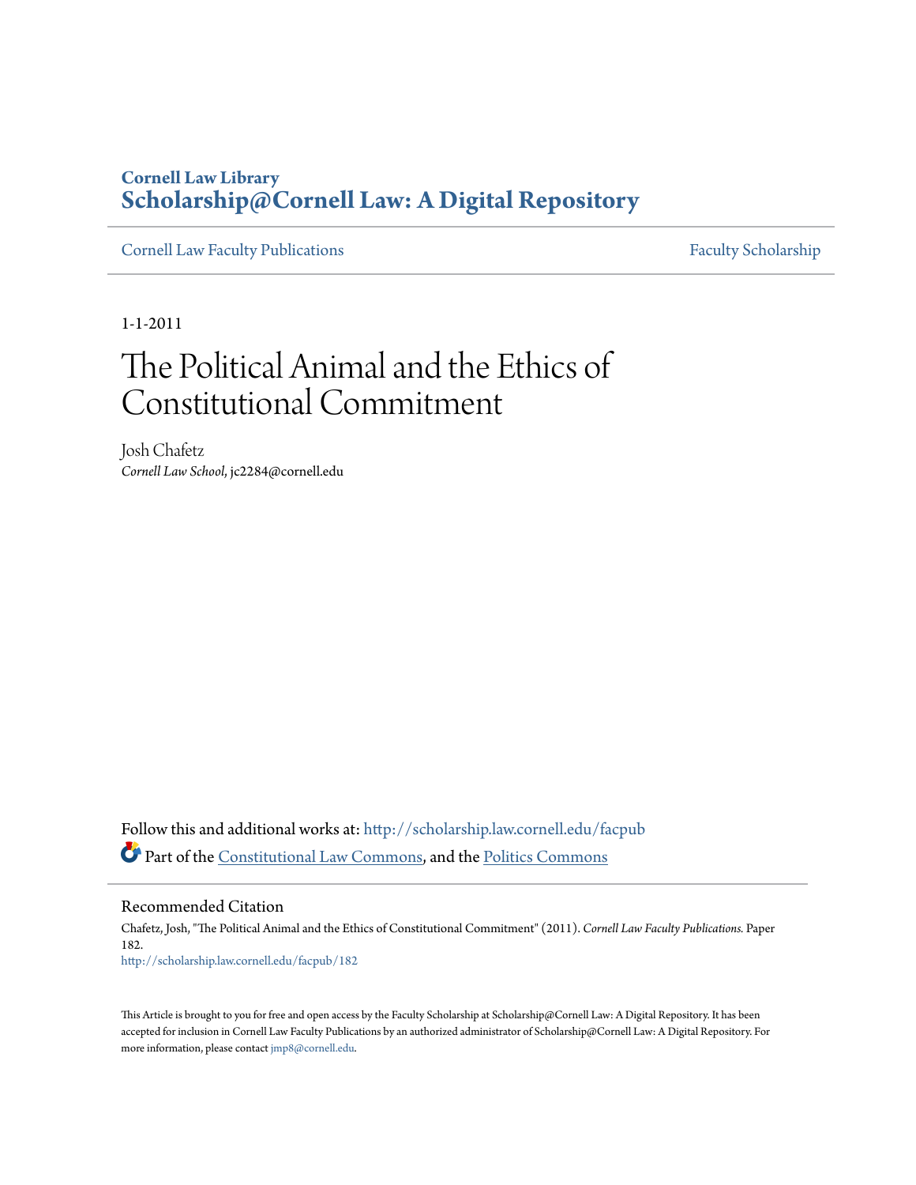**Cornell Law Library**
# Scholarship@Cornell Law: A Digital Repository

Cornell Law Faculty Publications | Faculty Scholarship

1-1-2011

# The Political Animal and the Ethics of Constitutional Commitment

Josh Chafetz
*Cornell Law School*, jc2284@cornell.edu

Follow this and additional works at: http://scholarship.law.cornell.edu/facpub

Part of the Constitutional Law Commons, and the Politics Commons

## Recommended Citation

Chafetz, Josh, "The Political Animal and the Ethics of Constitutional Commitment" (2011). *Cornell Law Faculty Publications.* Paper 182.
http://scholarship.law.cornell.edu/facpub/182

This Article is brought to you for free and open access by the Faculty Scholarship at Scholarship@Cornell Law: A Digital Repository. It has been accepted for inclusion in Cornell Law Faculty Publications by an authorized administrator of Scholarship@Cornell Law: A Digital Repository. For more information, please contact jmp8@cornell.edu.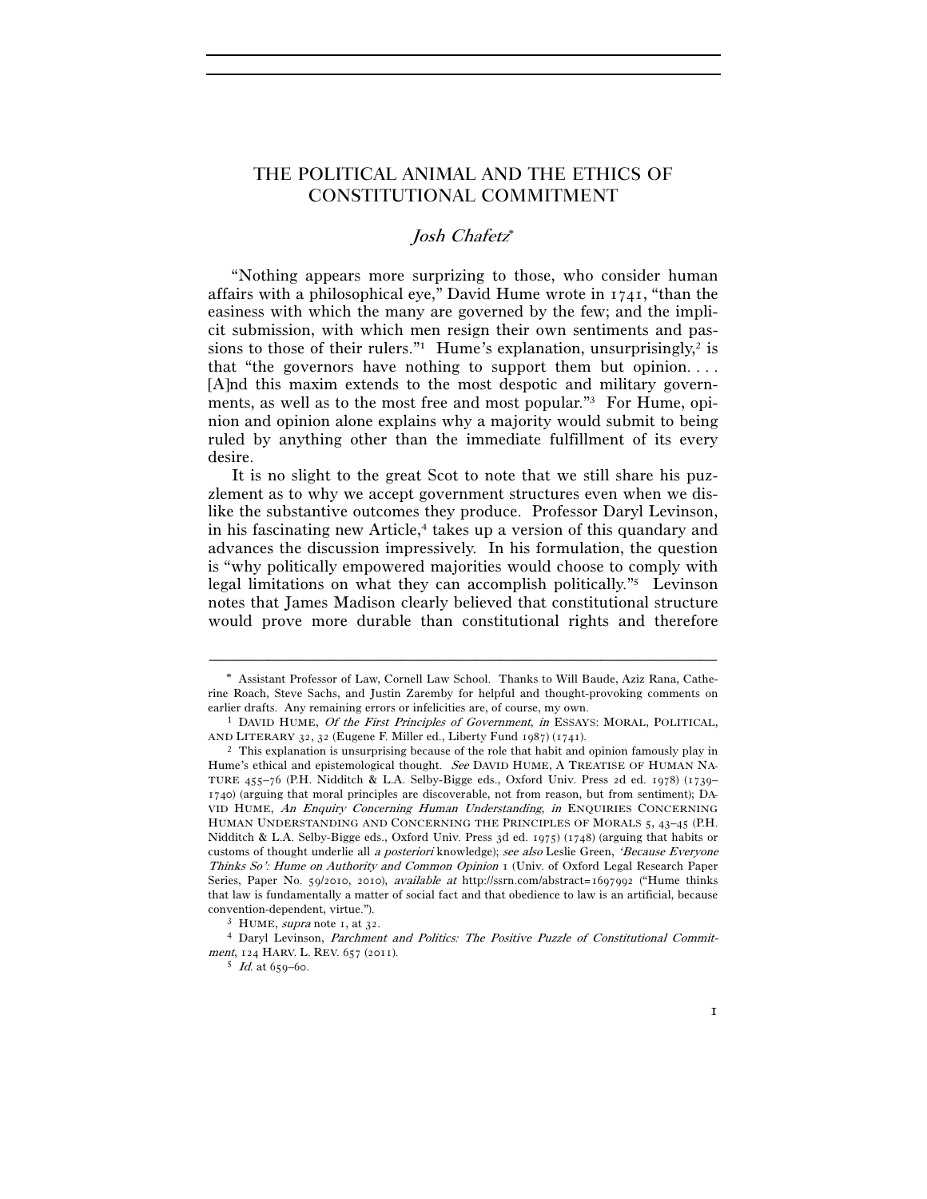# THE POLITICAL ANIMAL AND THE ETHICS OF CONSTITUTIONAL COMMITMENT

*Josh Chafetz*[*]

"Nothing appears more surprizing to those, who consider human affairs with a philosophical eye," David Hume wrote in 1741, "than the easiness with which the many are governed by the few; and the implicit submission, with which men resign their own sentiments and passions to those of their rulers."[1] Hume's explanation, unsurprisingly,[2] is that "the governors have nothing to support them but opinion. . . . [A]nd this maxim extends to the most despotic and military governments, as well as to the most free and most popular."[3] For Hume, opinion and opinion alone explains why a majority would submit to being ruled by anything other than the immediate fulfillment of its every desire.

It is no slight to the great Scot to note that we still share his puzzlement as to why we accept government structures even when we dislike the substantive outcomes they produce. Professor Daryl Levinson, in his fascinating new Article,[4] takes up a version of this quandary and advances the discussion impressively. In his formulation, the question is "why politically empowered majorities would choose to comply with legal limitations on what they can accomplish politically."[5] Levinson notes that James Madison clearly believed that constitutional structure would prove more durable than constitutional rights and therefore

---

[*] Assistant Professor of Law, Cornell Law School. Thanks to Will Baude, Aziz Rana, Catherine Roach, Steve Sachs, and Justin Zaremby for helpful and thought-provoking comments on earlier drafts. Any remaining errors or infelicities are, of course, my own.

[1] DAVID HUME, *Of the First Principles of Government*, *in* ESSAYS: MORAL, POLITICAL, AND LITERARY 32, 32 (Eugene F. Miller ed., Liberty Fund 1987) (1741).

[2] This explanation is unsurprising because of the role that habit and opinion famously play in Hume's ethical and epistemological thought. *See* DAVID HUME, A TREATISE OF HUMAN NATURE 455–76 (P.H. Nidditch & L.A. Selby-Bigge eds., Oxford Univ. Press 2d ed. 1978) (1739–1740) (arguing that moral principles are discoverable, not from reason, but from sentiment); DAVID HUME, *An Enquiry Concerning Human Understanding*, *in* ENQUIRIES CONCERNING HUMAN UNDERSTANDING AND CONCERNING THE PRINCIPLES OF MORALS 5, 43–45 (P.H. Nidditch & L.A. Selby-Bigge eds., Oxford Univ. Press 3d ed. 1975) (1748) (arguing that habits or customs of thought underlie all *a posteriori* knowledge); *see also* Leslie Green, *'Because Everyone Thinks So': Hume on Authority and Common Opinion* 1 (Univ. of Oxford Legal Research Paper Series, Paper No. 59/2010, 2010), *available at* http://ssrn.com/abstract=1697992 ("Hume thinks that law is fundamentally a matter of social fact and that obedience to law is an artificial, because convention-dependent, virtue.").

[3] HUME, *supra* note 1, at 32.

[4] Daryl Levinson, *Parchment and Politics: The Positive Puzzle of Constitutional Commitment*, 124 HARV. L. REV. 657 (2011).

[5] *Id.* at 659–60.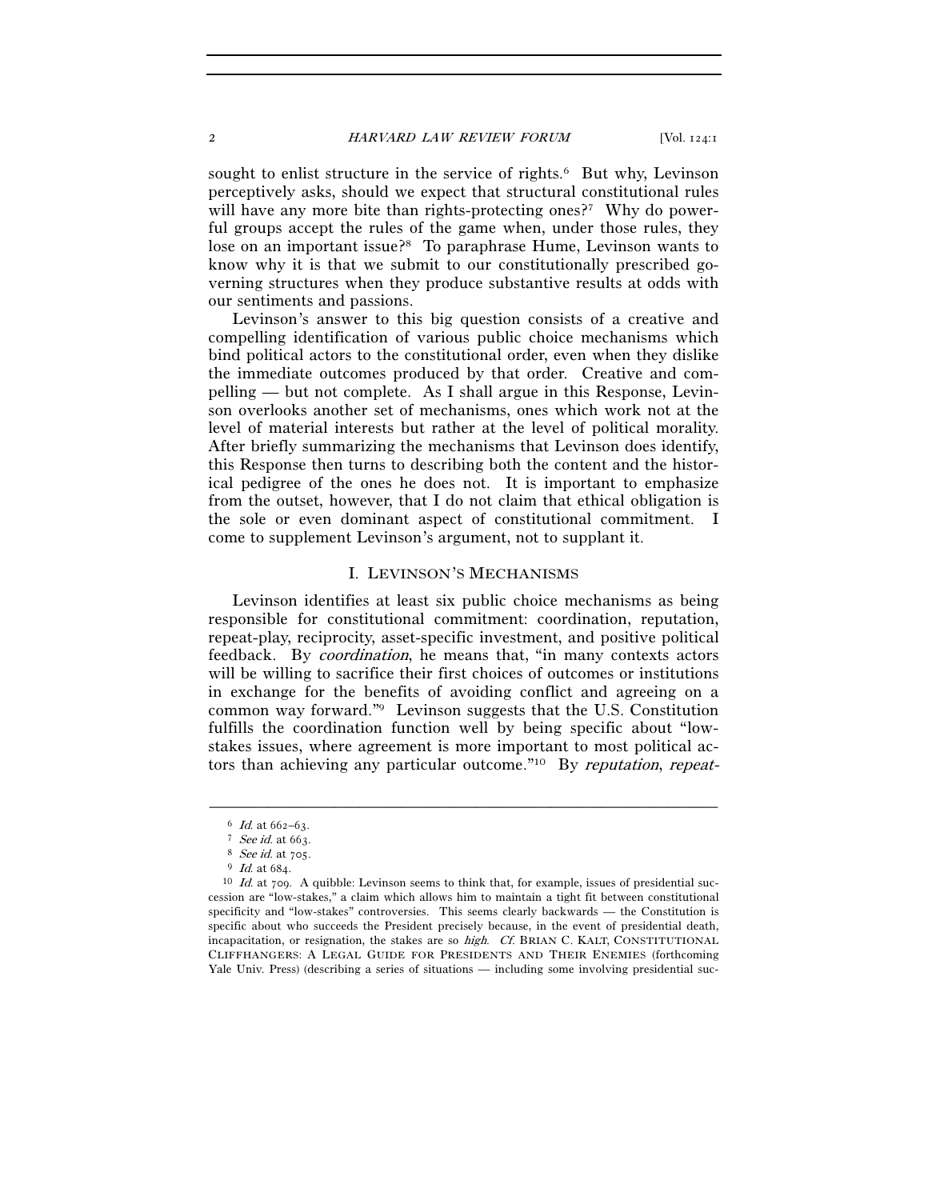sought to enlist structure in the service of rights.[6] But why, Levinson perceptively asks, should we expect that structural constitutional rules will have any more bite than rights-protecting ones?[7] Why do powerful groups accept the rules of the game when, under those rules, they lose on an important issue?[8] To paraphrase Hume, Levinson wants to know why it is that we submit to our constitutionally prescribed governing structures when they produce substantive results at odds with our sentiments and passions.

Levinson's answer to this big question consists of a creative and compelling identification of various public choice mechanisms which bind political actors to the constitutional order, even when they dislike the immediate outcomes produced by that order. Creative and compelling — but not complete. As I shall argue in this Response, Levinson overlooks another set of mechanisms, ones which work not at the level of material interests but rather at the level of political morality. After briefly summarizing the mechanisms that Levinson does identify, this Response then turns to describing both the content and the historical pedigree of the ones he does not. It is important to emphasize from the outset, however, that I do not claim that ethical obligation is the sole or even dominant aspect of constitutional commitment. I come to supplement Levinson's argument, not to supplant it.

## I. LEVINSON'S MECHANISMS

Levinson identifies at least six public choice mechanisms as being responsible for constitutional commitment: coordination, reputation, repeat-play, reciprocity, asset-specific investment, and positive political feedback. By *coordination*, he means that, "in many contexts actors will be willing to sacrifice their first choices of outcomes or institutions in exchange for the benefits of avoiding conflict and agreeing on a common way forward."[9] Levinson suggests that the U.S. Constitution fulfills the coordination function well by being specific about "low-stakes issues, where agreement is more important to most political actors than achieving any particular outcome."[10] By *reputation*, *repeat-*

---

[6] *Id.* at 662–63.

[7] *See id.* at 663.

[8] *See id.* at 705.

[9] *Id.* at 684.

[10] *Id.* at 709. A quibble: Levinson seems to think that, for example, issues of presidential succession are "low-stakes," a claim which allows him to maintain a tight fit between constitutional specificity and "low-stakes" controversies. This seems clearly backwards — the Constitution is specific about who succeeds the President precisely because, in the event of presidential death, incapacitation, or resignation, the stakes are so *high*. *Cf.* BRIAN C. KALT, CONSTITUTIONAL CLIFFHANGERS: A LEGAL GUIDE FOR PRESIDENTS AND THEIR ENEMIES (forthcoming Yale Univ. Press) (describing a series of situations — including some involving presidential suc-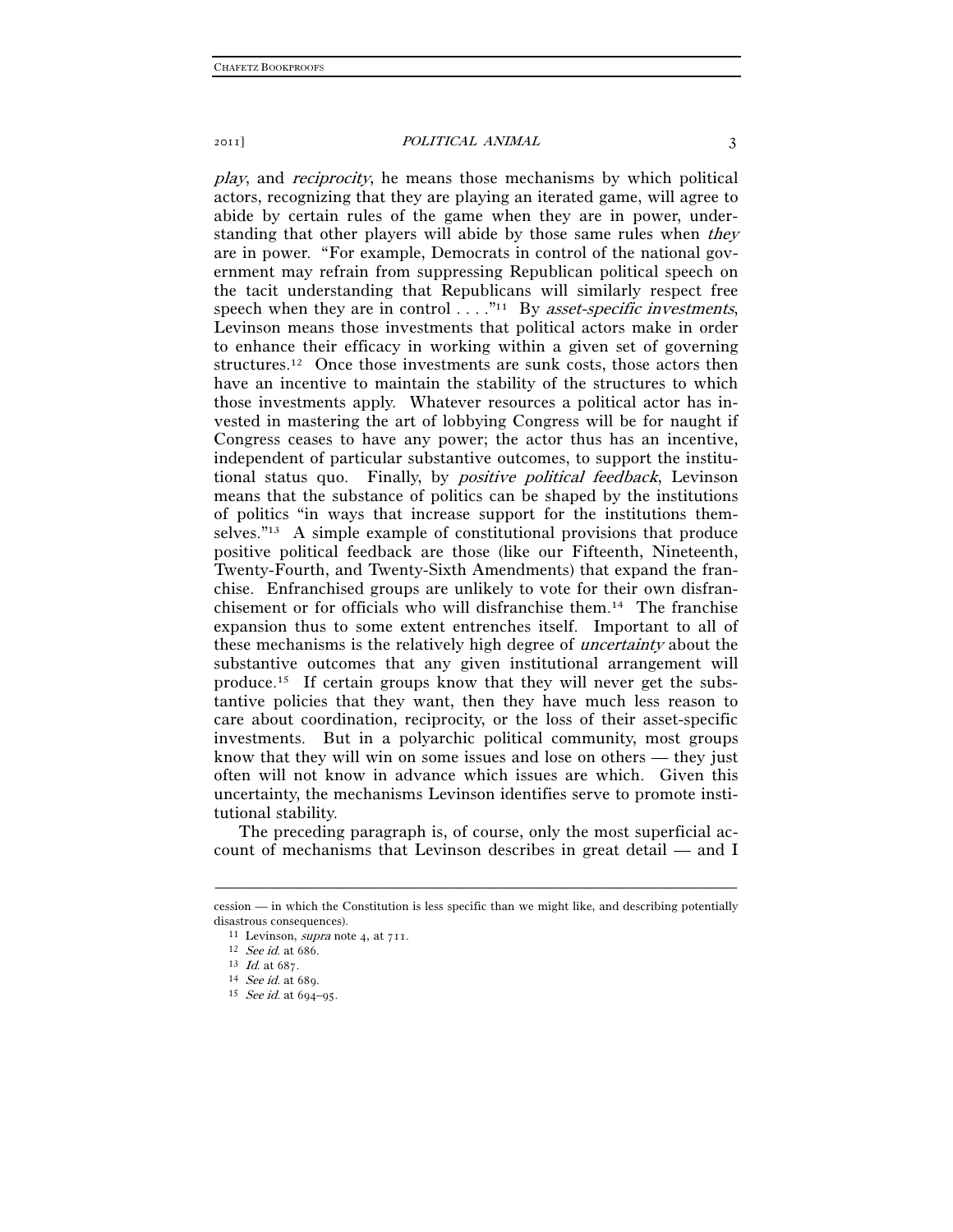*play*, and *reciprocity*, he means those mechanisms by which political actors, recognizing that they are playing an iterated game, will agree to abide by certain rules of the game when they are in power, understanding that other players will abide by those same rules when *they* are in power. "For example, Democrats in control of the national government may refrain from suppressing Republican political speech on the tacit understanding that Republicans will similarly respect free speech when they are in control . . . ."[11] By *asset-specific investments*, Levinson means those investments that political actors make in order to enhance their efficacy in working within a given set of governing structures.[12] Once those investments are sunk costs, those actors then have an incentive to maintain the stability of the structures to which those investments apply. Whatever resources a political actor has invested in mastering the art of lobbying Congress will be for naught if Congress ceases to have any power; the actor thus has an incentive, independent of particular substantive outcomes, to support the institutional status quo. Finally, by *positive political feedback*, Levinson means that the substance of politics can be shaped by the institutions of politics "in ways that increase support for the institutions themselves."[13] A simple example of constitutional provisions that produce positive political feedback are those (like our Fifteenth, Nineteenth, Twenty-Fourth, and Twenty-Sixth Amendments) that expand the franchise. Enfranchised groups are unlikely to vote for their own disfranchisement or for officials who will disfranchise them.[14] The franchise expansion thus to some extent entrenches itself. Important to all of these mechanisms is the relatively high degree of *uncertainty* about the substantive outcomes that any given institutional arrangement will produce.[15] If certain groups know that they will never get the substantive policies that they want, then they have much less reason to care about coordination, reciprocity, or the loss of their asset-specific investments. But in a polyarchic political community, most groups know that they will win on some issues and lose on others — they just often will not know in advance which issues are which. Given this uncertainty, the mechanisms Levinson identifies serve to promote institutional stability.

The preceding paragraph is, of course, only the most superficial account of mechanisms that Levinson describes in great detail — and I

---

cession — in which the Constitution is less specific than we might like, and describing potentially disastrous consequences).

[11] Levinson, *supra* note 4, at 711.

[12] *See id.* at 686.

[13] *Id.* at 687.

[14] *See id.* at 689.

[15] *See id.* at 694–95.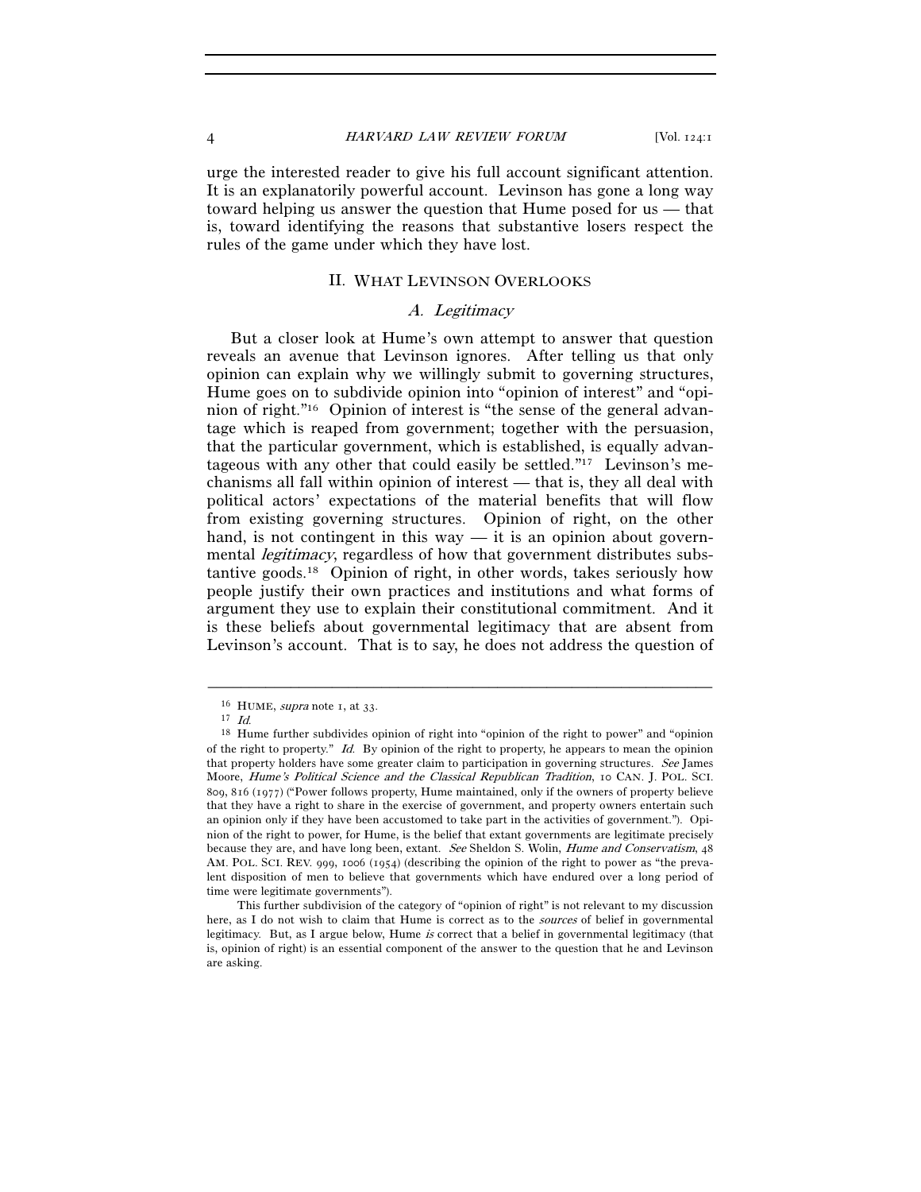urge the interested reader to give his full account significant attention. It is an explanatorily powerful account. Levinson has gone a long way toward helping us answer the question that Hume posed for us — that is, toward identifying the reasons that substantive losers respect the rules of the game under which they have lost.

## II. What Levinson Overlooks

### A. *Legitimacy*

But a closer look at Hume's own attempt to answer that question reveals an avenue that Levinson ignores. After telling us that only opinion can explain why we willingly submit to governing structures, Hume goes on to subdivide opinion into "opinion of interest" and "opinion of right."[16] Opinion of interest is "the sense of the general advantage which is reaped from government; together with the persuasion, that the particular government, which is established, is equally advantageous with any other that could easily be settled."[17] Levinson's mechanisms all fall within opinion of interest — that is, they all deal with political actors' expectations of the material benefits that will flow from existing governing structures. Opinion of right, on the other hand, is not contingent in this way — it is an opinion about governmental *legitimacy*, regardless of how that government distributes substantive goods.[18] Opinion of right, in other words, takes seriously how people justify their own practices and institutions and what forms of argument they use to explain their constitutional commitment. And it is these beliefs about governmental legitimacy that are absent from Levinson's account. That is to say, he does not address the question of

---

[16] Hume, *supra* note 1, at 33.

[17] *Id.*

[18] Hume further subdivides opinion of right into "opinion of the right to power" and "opinion of the right to property." *Id.* By opinion of the right to property, he appears to mean the opinion that property holders have some greater claim to participation in governing structures. *See* James Moore, *Hume's Political Science and the Classical Republican Tradition*, 10 Can. J. Pol. Sci. 809, 816 (1977) ("Power follows property, Hume maintained, only if the owners of property believe that they have a right to share in the exercise of government, and property owners entertain such an opinion only if they have been accustomed to take part in the activities of government."). Opinion of the right to power, for Hume, is the belief that extant governments are legitimate precisely because they are, and have long been, extant. *See* Sheldon S. Wolin, *Hume and Conservatism*, 48 Am. Pol. Sci. Rev. 999, 1006 (1954) (describing the opinion of the right to power as "the prevalent disposition of men to believe that governments which have endured over a long period of time were legitimate governments").

This further subdivision of the category of "opinion of right" is not relevant to my discussion here, as I do not wish to claim that Hume is correct as to the *sources* of belief in governmental legitimacy. But, as I argue below, Hume *is* correct that a belief in governmental legitimacy (that is, opinion of right) is an essential component of the answer to the question that he and Levinson are asking.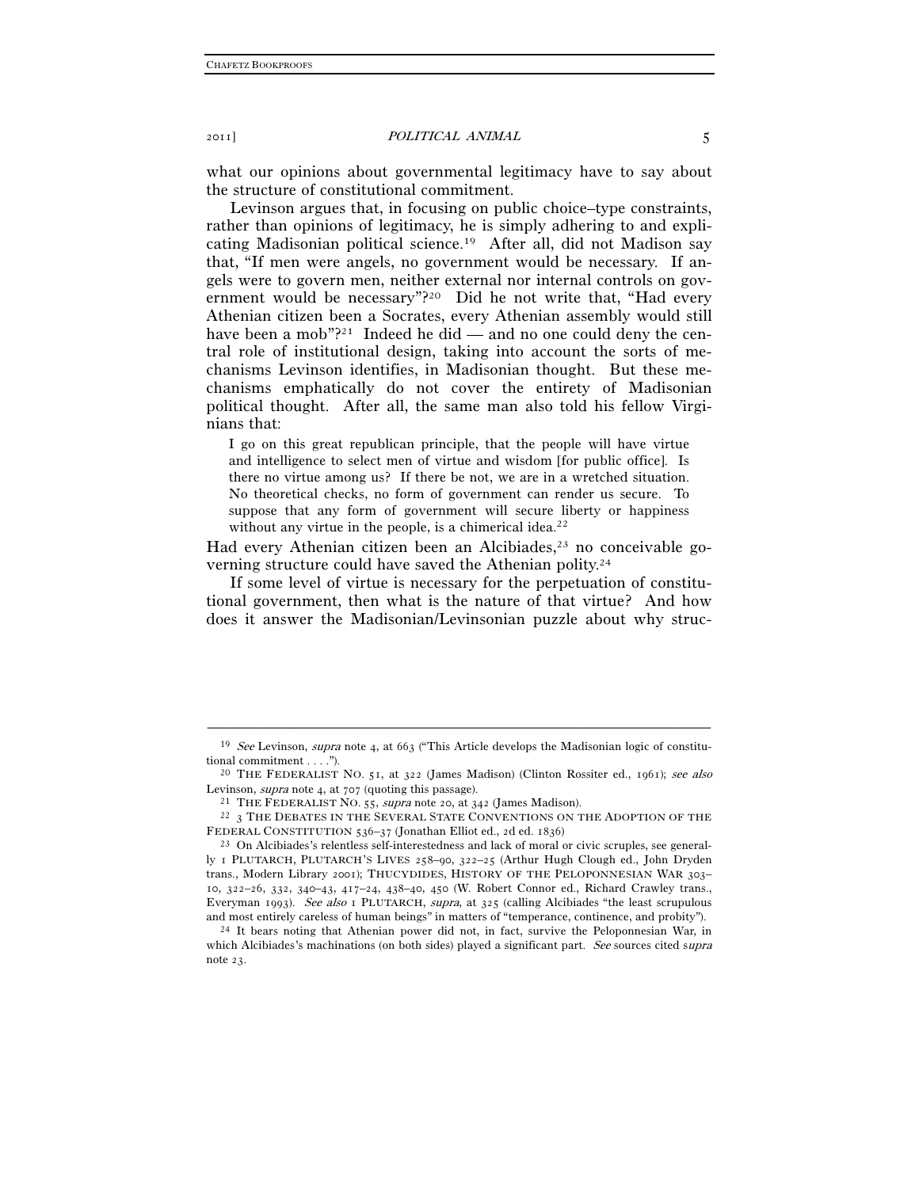what our opinions about governmental legitimacy have to say about the structure of constitutional commitment.

Levinson argues that, in focusing on public choice–type constraints, rather than opinions of legitimacy, he is simply adhering to and explicating Madisonian political science.[19] After all, did not Madison say that, "If men were angels, no government would be necessary. If angels were to govern men, neither external nor internal controls on government would be necessary"?[20] Did he not write that, "Had every Athenian citizen been a Socrates, every Athenian assembly would still have been a mob"?[21] Indeed he did — and no one could deny the central role of institutional design, taking into account the sorts of mechanisms Levinson identifies, in Madisonian thought. But these mechanisms emphatically do not cover the entirety of Madisonian political thought. After all, the same man also told his fellow Virginians that:

> I go on this great republican principle, that the people will have virtue and intelligence to select men of virtue and wisdom [for public office]. Is there no virtue among us? If there be not, we are in a wretched situation. No theoretical checks, no form of government can render us secure. To suppose that any form of government will secure liberty or happiness without any virtue in the people, is a chimerical idea.[22]

Had every Athenian citizen been an Alcibiades,[23] no conceivable governing structure could have saved the Athenian polity.[24]

If some level of virtue is necessary for the perpetuation of constitutional government, then what is the nature of that virtue? And how does it answer the Madisonian/Levinsonian puzzle about why struc-

---

[19] *See* Levinson, *supra* note 4, at 663 ("This Article develops the Madisonian logic of constitutional commitment . . . .").

[20] THE FEDERALIST NO. 51, at 322 (James Madison) (Clinton Rossiter ed., 1961); *see also* Levinson, *supra* note 4, at 707 (quoting this passage).

[21] THE FEDERALIST NO. 55, *supra* note 20, at 342 (James Madison).

[22] 3 THE DEBATES IN THE SEVERAL STATE CONVENTIONS ON THE ADOPTION OF THE FEDERAL CONSTITUTION 536–37 (Jonathan Elliot ed., 2d ed. 1836)

[23] On Alcibiades's relentless self-interestedness and lack of moral or civic scruples, see generally 1 PLUTARCH, PLUTARCH'S LIVES 258–90, 322–25 (Arthur Hugh Clough ed., John Dryden trans., Modern Library 2001); THUCYDIDES, HISTORY OF THE PELOPONNESIAN WAR 303–10, 322–26, 332, 340–43, 417–24, 438–40, 450 (W. Robert Connor ed., Richard Crawley trans., Everyman 1993). *See also* 1 PLUTARCH, *supra*, at 325 (calling Alcibiades "the least scrupulous and most entirely careless of human beings" in matters of "temperance, continence, and probity").

[24] It bears noting that Athenian power did not, in fact, survive the Peloponnesian War, in which Alcibiades's machinations (on both sides) played a significant part. *See* sources cited *supra* note 23.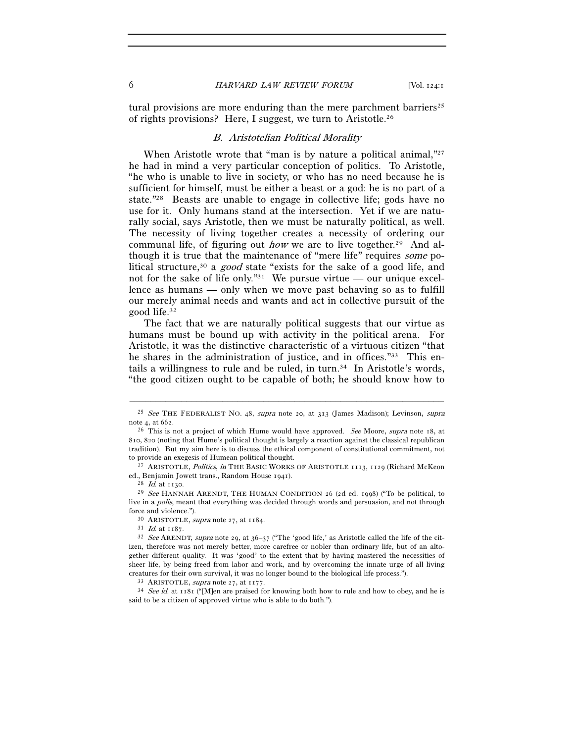tural provisions are more enduring than the mere parchment barriers[25] of rights provisions? Here, I suggest, we turn to Aristotle.[26]

### *B. Aristotelian Political Morality*

When Aristotle wrote that "man is by nature a political animal,"[27] he had in mind a very particular conception of politics. To Aristotle, "he who is unable to live in society, or who has no need because he is sufficient for himself, must be either a beast or a god: he is no part of a state."[28] Beasts are unable to engage in collective life; gods have no use for it. Only humans stand at the intersection. Yet if we are naturally social, says Aristotle, then we must be naturally political, as well. The necessity of living together creates a necessity of ordering our communal life, of figuring out *how* we are to live together.[29] And although it is true that the maintenance of "mere life" requires *some* political structure,[30] a *good* state "exists for the sake of a good life, and not for the sake of life only."[31] We pursue virtue — our unique excellence as humans — only when we move past behaving so as to fulfill our merely animal needs and wants and act in collective pursuit of the good life.[32]

The fact that we are naturally political suggests that our virtue as humans must be bound up with activity in the political arena. For Aristotle, it was the distinctive characteristic of a virtuous citizen "that he shares in the administration of justice, and in offices."[33] This entails a willingness to rule and be ruled, in turn.[34] In Aristotle's words, "the good citizen ought to be capable of both; he should know how to

---

[25] *See* THE FEDERALIST NO. 48, *supra* note 20, at 313 (James Madison); Levinson, *supra* note 4, at 662.

[26] This is not a project of which Hume would have approved. *See* Moore, *supra* note 18, at 810, 820 (noting that Hume's political thought is largely a reaction against the classical republican tradition). But my aim here is to discuss the ethical component of constitutional commitment, not to provide an exegesis of Humean political thought.

[27] ARISTOTLE, *Politics*, *in* THE BASIC WORKS OF ARISTOTLE 1113, 1129 (Richard McKeon ed., Benjamin Jowett trans., Random House 1941).

[28] *Id.* at 1130.

[29] *See* HANNAH ARENDT, THE HUMAN CONDITION 26 (2d ed. 1998) ("To be political, to live in a *polis*, meant that everything was decided through words and persuasion, and not through force and violence.").

[30] ARISTOTLE, *supra* note 27, at 1184.

[31] *Id.* at 1187.

[32] *See* ARENDT, *supra* note 29, at 36–37 ("The 'good life,' as Aristotle called the life of the citizen, therefore was not merely better, more carefree or nobler than ordinary life, but of an altogether different quality. It was 'good' to the extent that by having mastered the necessities of sheer life, by being freed from labor and work, and by overcoming the innate urge of all living creatures for their own survival, it was no longer bound to the biological life process.").

[33] ARISTOTLE, *supra* note 27, at 1177.

[34] *See id.* at 1181 ("[M]en are praised for knowing both how to rule and how to obey, and he is said to be a citizen of approved virtue who is able to do both.").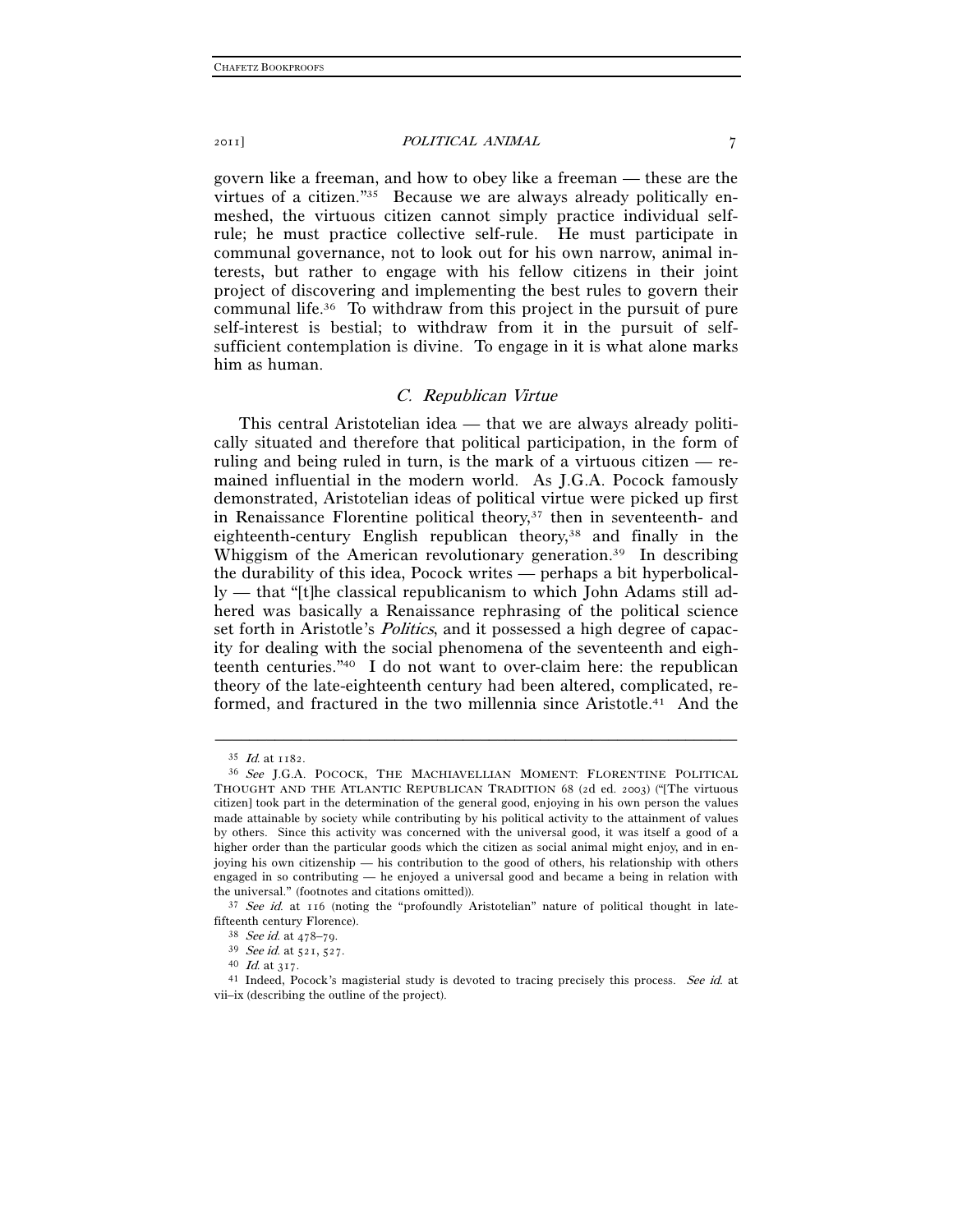govern like a freeman, and how to obey like a freeman — these are the virtues of a citizen."[35] Because we are always already politically enmeshed, the virtuous citizen cannot simply practice individual self-rule; he must practice collective self-rule. He must participate in communal governance, not to look out for his own narrow, animal interests, but rather to engage with his fellow citizens in their joint project of discovering and implementing the best rules to govern their communal life.[36] To withdraw from this project in the pursuit of pure self-interest is bestial; to withdraw from it in the pursuit of self-sufficient contemplation is divine. To engage in it is what alone marks him as human.

### *C. Republican Virtue*

This central Aristotelian idea — that we are always already politically situated and therefore that political participation, in the form of ruling and being ruled in turn, is the mark of a virtuous citizen — remained influential in the modern world. As J.G.A. Pocock famously demonstrated, Aristotelian ideas of political virtue were picked up first in Renaissance Florentine political theory,[37] then in seventeenth- and eighteenth-century English republican theory,[38] and finally in the Whiggism of the American revolutionary generation.[39] In describing the durability of this idea, Pocock writes — perhaps a bit hyperbolically — that "[t]he classical republicanism to which John Adams still adhered was basically a Renaissance rephrasing of the political science set forth in Aristotle's *Politics*, and it possessed a high degree of capacity for dealing with the social phenomena of the seventeenth and eighteenth centuries."[40] I do not want to over-claim here: the republican theory of the late-eighteenth century had been altered, complicated, reformed, and fractured in the two millennia since Aristotle.[41] And the

---

[35] *Id.* at 1182.

[36] *See* J.G.A. POCOCK, THE MACHIAVELLIAN MOMENT: FLORENTINE POLITICAL THOUGHT AND THE ATLANTIC REPUBLICAN TRADITION 68 (2d ed. 2003) ("[The virtuous citizen] took part in the determination of the general good, enjoying in his own person the values made attainable by society while contributing by his political activity to the attainment of values by others. Since this activity was concerned with the universal good, it was itself a good of a higher order than the particular goods which the citizen as social animal might enjoy, and in enjoying his own citizenship — his contribution to the good of others, his relationship with others engaged in so contributing — he enjoyed a universal good and became a being in relation with the universal." (footnotes and citations omitted)).

[37] *See id.* at 116 (noting the "profoundly Aristotelian" nature of political thought in late-fifteenth century Florence).

[38] *See id.* at 478–79.

[39] *See id.* at 521, 527.

[40] *Id.* at 317.

[41] Indeed, Pocock's magisterial study is devoted to tracing precisely this process. *See id.* at vii–ix (describing the outline of the project).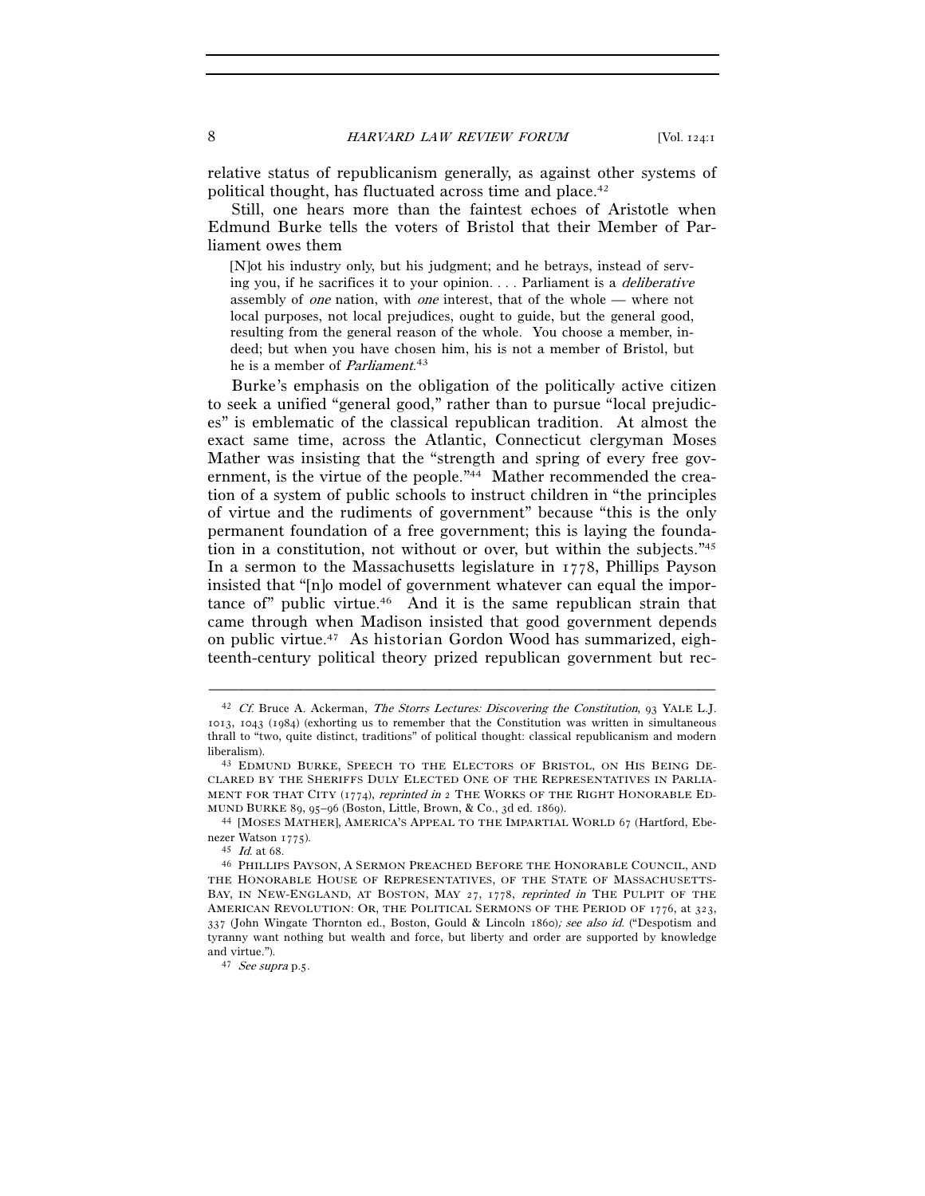relative status of republicanism generally, as against other systems of political thought, has fluctuated across time and place.[42]

Still, one hears more than the faintest echoes of Aristotle when Edmund Burke tells the voters of Bristol that their Member of Parliament owes them

> [N]ot his industry only, but his judgment; and he betrays, instead of serving you, if he sacrifices it to your opinion. . . . Parliament is a *deliberative* assembly of *one* nation, with *one* interest, that of the whole — where not local purposes, not local prejudices, ought to guide, but the general good, resulting from the general reason of the whole. You choose a member, indeed; but when you have chosen him, his is not a member of Bristol, but he is a member of *Parliament*.[43]

Burke's emphasis on the obligation of the politically active citizen to seek a unified "general good," rather than to pursue "local prejudices" is emblematic of the classical republican tradition. At almost the exact same time, across the Atlantic, Connecticut clergyman Moses Mather was insisting that the "strength and spring of every free government, is the virtue of the people."[44] Mather recommended the creation of a system of public schools to instruct children in "the principles of virtue and the rudiments of government" because "this is the only permanent foundation of a free government; this is laying the foundation in a constitution, not without or over, but within the subjects."[45] In a sermon to the Massachusetts legislature in 1778, Phillips Payson insisted that "[n]o model of government whatever can equal the importance of" public virtue.[46] And it is the same republican strain that came through when Madison insisted that good government depends on public virtue.[47] As historian Gordon Wood has summarized, eighteenth-century political theory prized republican government but rec-

---

[42] *Cf.* Bruce A. Ackerman, *The Storrs Lectures: Discovering the Constitution*, 93 YALE L.J. 1013, 1043 (1984) (exhorting us to remember that the Constitution was written in simultaneous thrall to "two, quite distinct, traditions" of political thought: classical republicanism and modern liberalism).

[43] EDMUND BURKE, SPEECH TO THE ELECTORS OF BRISTOL, ON HIS BEING DECLARED BY THE SHERIFFS DULY ELECTED ONE OF THE REPRESENTATIVES IN PARLIAMENT FOR THAT CITY (1774), *reprinted in* 2 THE WORKS OF THE RIGHT HONORABLE EDMUND BURKE 89, 95–96 (Boston, Little, Brown, & Co., 3d ed. 1869).

[44] [MOSES MATHER], AMERICA'S APPEAL TO THE IMPARTIAL WORLD 67 (Hartford, Ebenezer Watson 1775).

[45] *Id.* at 68.

[46] PHILLIPS PAYSON, A SERMON PREACHED BEFORE THE HONORABLE COUNCIL, AND THE HONORABLE HOUSE OF REPRESENTATIVES, OF THE STATE OF MASSACHUSETTS-BAY, IN NEW-ENGLAND, AT BOSTON, MAY 27, 1778, *reprinted in* THE PULPIT OF THE AMERICAN REVOLUTION: OR, THE POLITICAL SERMONS OF THE PERIOD OF 1776, at 323, 337 (John Wingate Thornton ed., Boston, Gould & Lincoln 1860); *see also id.* ("Despotism and tyranny want nothing but wealth and force, but liberty and order are supported by knowledge and virtue.").

[47] *See supra* p.5.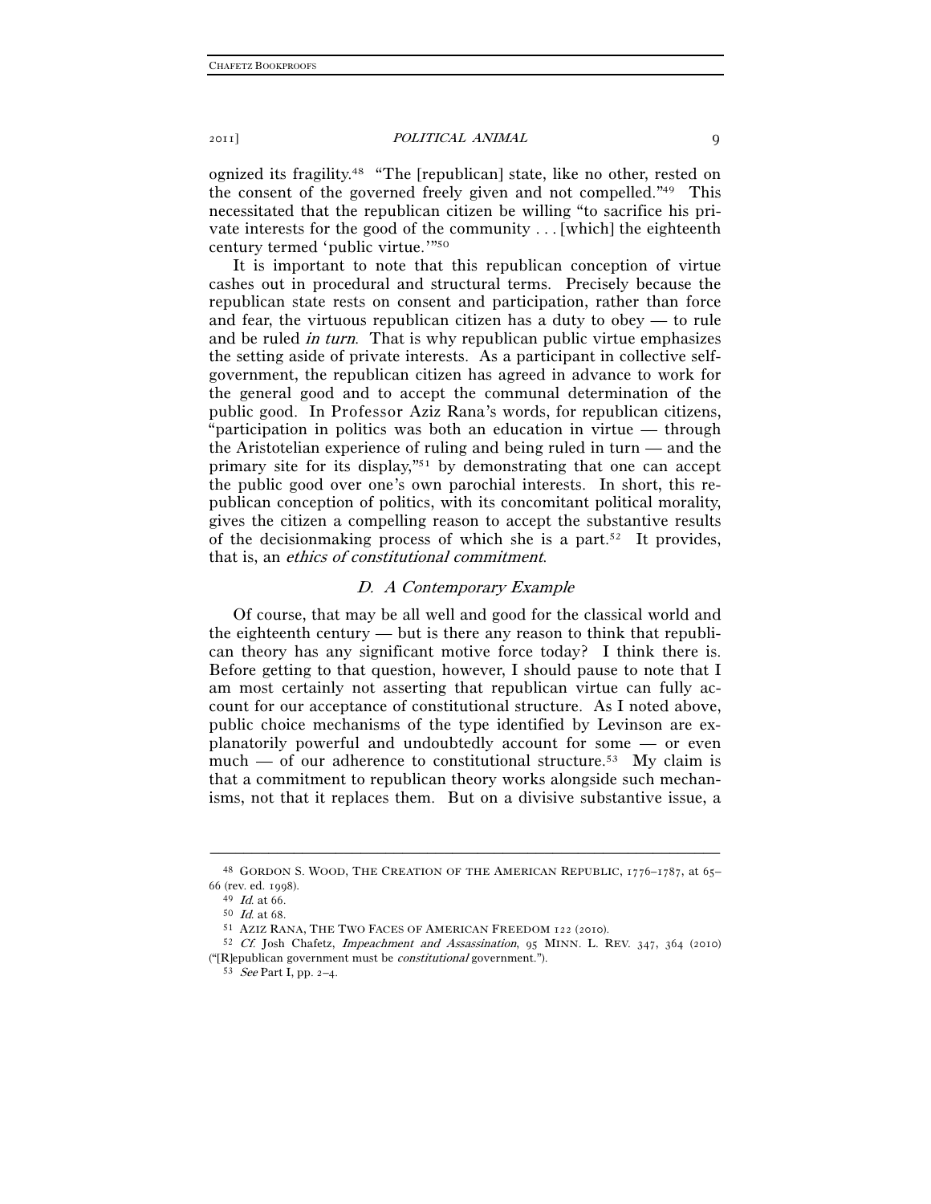ognized its fragility.[48] "The [republican] state, like no other, rested on the consent of the governed freely given and not compelled."[49] This necessitated that the republican citizen be willing "to sacrifice his private interests for the good of the community . . . [which] the eighteenth century termed 'public virtue.'"[50]

It is important to note that this republican conception of virtue cashes out in procedural and structural terms. Precisely because the republican state rests on consent and participation, rather than force and fear, the virtuous republican citizen has a duty to obey — to rule and be ruled *in turn*. That is why republican public virtue emphasizes the setting aside of private interests. As a participant in collective self-government, the republican citizen has agreed in advance to work for the general good and to accept the communal determination of the public good. In Professor Aziz Rana's words, for republican citizens, "participation in politics was both an education in virtue — through the Aristotelian experience of ruling and being ruled in turn — and the primary site for its display,"[51] by demonstrating that one can accept the public good over one's own parochial interests. In short, this republican conception of politics, with its concomitant political morality, gives the citizen a compelling reason to accept the substantive results of the decisionmaking process of which she is a part.[52] It provides, that is, an *ethics of constitutional commitment*.

### *D. A Contemporary Example*

Of course, that may be all well and good for the classical world and the eighteenth century — but is there any reason to think that republican theory has any significant motive force today? I think there is. Before getting to that question, however, I should pause to note that I am most certainly not asserting that republican virtue can fully account for our acceptance of constitutional structure. As I noted above, public choice mechanisms of the type identified by Levinson are explanatorily powerful and undoubtedly account for some — or even much — of our adherence to constitutional structure.[53] My claim is that a commitment to republican theory works alongside such mechanisms, not that it replaces them. But on a divisive substantive issue, a

---

[48] GORDON S. WOOD, THE CREATION OF THE AMERICAN REPUBLIC, 1776–1787, at 65–66 (rev. ed. 1998).

[49] *Id.* at 66.

[50] *Id.* at 68.

[51] AZIZ RANA, THE TWO FACES OF AMERICAN FREEDOM 122 (2010).

[52] *Cf.* Josh Chafetz, *Impeachment and Assassination*, 95 MINN. L. REV. 347, 364 (2010) ("[R]epublican government must be *constitutional* government.").

[53] *See* Part I, pp. 2–4.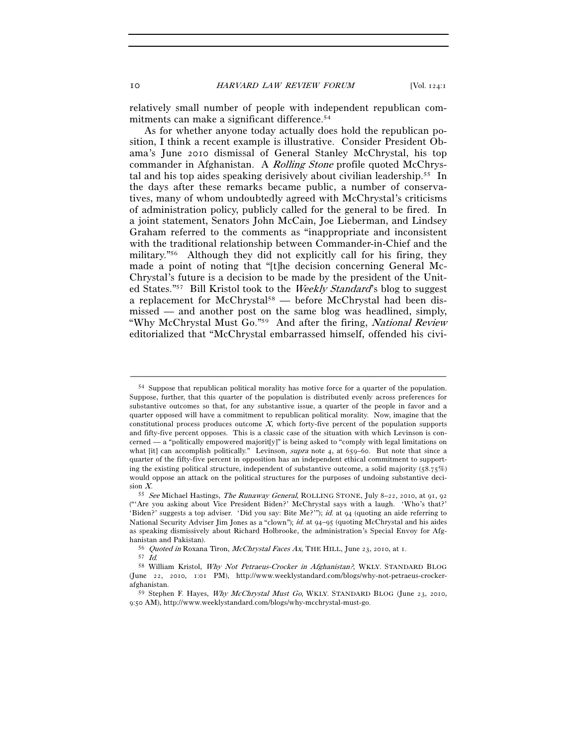relatively small number of people with independent republican commitments can make a significant difference.[54]

As for whether anyone today actually does hold the republican position, I think a recent example is illustrative. Consider President Obama's June 2010 dismissal of General Stanley McChrystal, his top commander in Afghanistan. A *Rolling Stone* profile quoted McChrystal and his top aides speaking derisively about civilian leadership.[55] In the days after these remarks became public, a number of conservatives, many of whom undoubtedly agreed with McChrystal's criticisms of administration policy, publicly called for the general to be fired. In a joint statement, Senators John McCain, Joe Lieberman, and Lindsey Graham referred to the comments as "inappropriate and inconsistent with the traditional relationship between Commander-in-Chief and the military."[56] Although they did not explicitly call for his firing, they made a point of noting that "[t]he decision concerning General McChrystal's future is a decision to be made by the president of the United States."[57] Bill Kristol took to the *Weekly Standard*'s blog to suggest a replacement for McChrystal[58] — before McChrystal had been dismissed — and another post on the same blog was headlined, simply, "Why McChrystal Must Go."[59] And after the firing, *National Review* editorialized that "McChrystal embarrassed himself, offended his civi-

---

[54] Suppose that republican political morality has motive force for a quarter of the population. Suppose, further, that this quarter of the population is distributed evenly across preferences for substantive outcomes so that, for any substantive issue, a quarter of the people in favor and a quarter opposed will have a commitment to republican political morality. Now, imagine that the constitutional process produces outcome *X*, which forty-five percent of the population supports and fifty-five percent opposes. This is a classic case of the situation with which Levinson is concerned — a "politically empowered majorit[y]" is being asked to "comply with legal limitations on what [it] can accomplish politically." Levinson, *supra* note 4, at 659–60. But note that since a quarter of the fifty-five percent in opposition has an independent ethical commitment to supporting the existing political structure, independent of substantive outcome, a solid majority (58.75%) would oppose an attack on the political structures for the purposes of undoing substantive decision *X*.

[55] *See* Michael Hastings, *The Runaway General*, ROLLING STONE, July 8–22, 2010, at 91, 92 ("'Are you asking about Vice President Biden?' McChrystal says with a laugh. 'Who's that?' 'Biden?' suggests a top adviser. 'Did you say: Bite Me?'"); *id.* at 94 (quoting an aide referring to National Security Adviser Jim Jones as a "clown"); *id.* at 94–95 (quoting McChrystal and his aides as speaking dismissively about Richard Holbrooke, the administration's Special Envoy for Afghanistan and Pakistan).

[56] *Quoted in* Roxana Tiron, *McChrystal Faces Ax*, THE HILL, June 23, 2010, at 1.

[57] *Id.*

[58] William Kristol, *Why Not Petraeus-Crocker in Afghanistan?*, WKLY. STANDARD BLOG (June 22, 2010, 1:01 PM), http://www.weeklystandard.com/blogs/why-not-petraeus-crocker-afghanistan.

[59] Stephen F. Hayes, *Why McChrystal Must Go*, WKLY. STANDARD BLOG (June 23, 2010, 9:50 AM), http://www.weeklystandard.com/blogs/why-mcchrystal-must-go.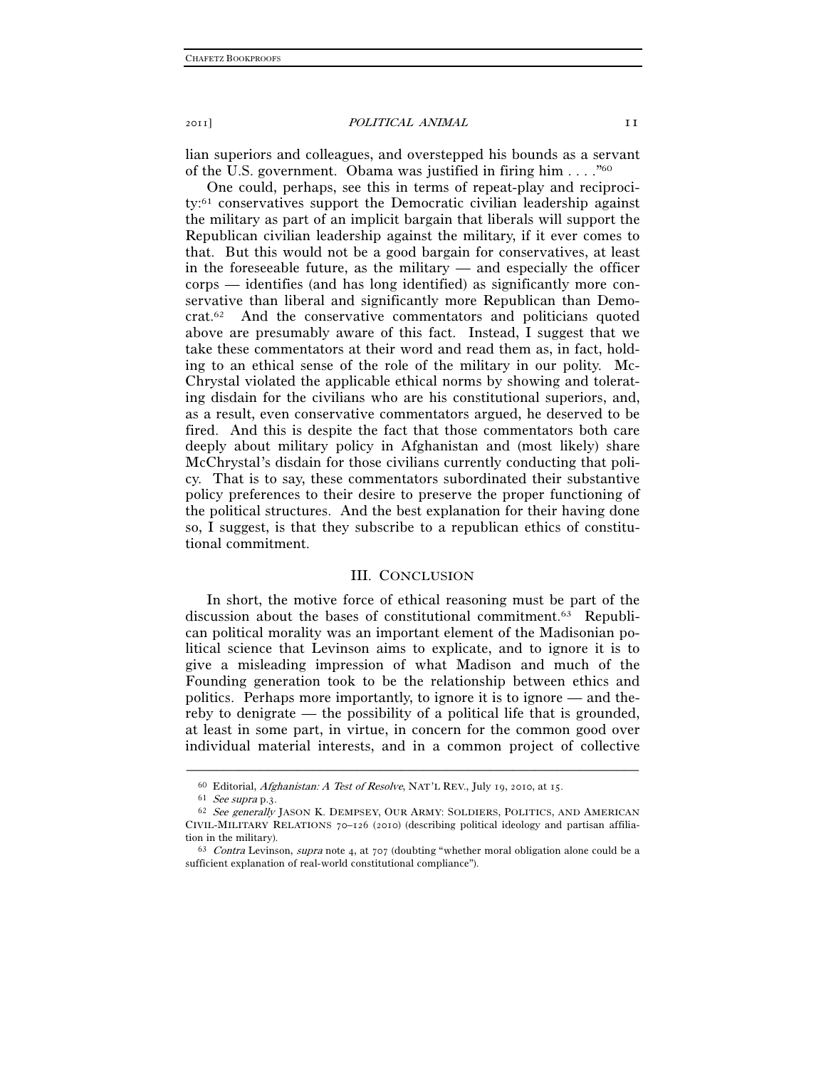lian superiors and colleagues, and overstepped his bounds as a servant of the U.S. government. Obama was justified in firing him . . . ."[60]

One could, perhaps, see this in terms of repeat-play and reciprocity:[61] conservatives support the Democratic civilian leadership against the military as part of an implicit bargain that liberals will support the Republican civilian leadership against the military, if it ever comes to that. But this would not be a good bargain for conservatives, at least in the foreseeable future, as the military — and especially the officer corps — identifies (and has long identified) as significantly more conservative than liberal and significantly more Republican than Democrat.[62] And the conservative commentators and politicians quoted above are presumably aware of this fact. Instead, I suggest that we take these commentators at their word and read them as, in fact, holding to an ethical sense of the role of the military in our polity. McChrystal violated the applicable ethical norms by showing and tolerating disdain for the civilians who are his constitutional superiors, and, as a result, even conservative commentators argued, he deserved to be fired. And this is despite the fact that those commentators both care deeply about military policy in Afghanistan and (most likely) share McChrystal's disdain for those civilians currently conducting that policy. That is to say, these commentators subordinated their substantive policy preferences to their desire to preserve the proper functioning of the political structures. And the best explanation for their having done so, I suggest, is that they subscribe to a republican ethics of constitutional commitment.

## III. CONCLUSION

In short, the motive force of ethical reasoning must be part of the discussion about the bases of constitutional commitment.[63] Republican political morality was an important element of the Madisonian political science that Levinson aims to explicate, and to ignore it is to give a misleading impression of what Madison and much of the Founding generation took to be the relationship between ethics and politics. Perhaps more importantly, to ignore it is to ignore — and thereby to denigrate — the possibility of a political life that is grounded, at least in some part, in virtue, in concern for the common good over individual material interests, and in a common project of collective

---

[60] Editorial, *Afghanistan: A Test of Resolve*, NAT'L REV., July 19, 2010, at 15.

[61] *See supra* p.3.

[62] *See generally* JASON K. DEMPSEY, OUR ARMY: SOLDIERS, POLITICS, AND AMERICAN CIVIL-MILITARY RELATIONS 70–126 (2010) (describing political ideology and partisan affiliation in the military).

[63] *Contra* Levinson, *supra* note 4, at 707 (doubting "whether moral obligation alone could be a sufficient explanation of real-world constitutional compliance").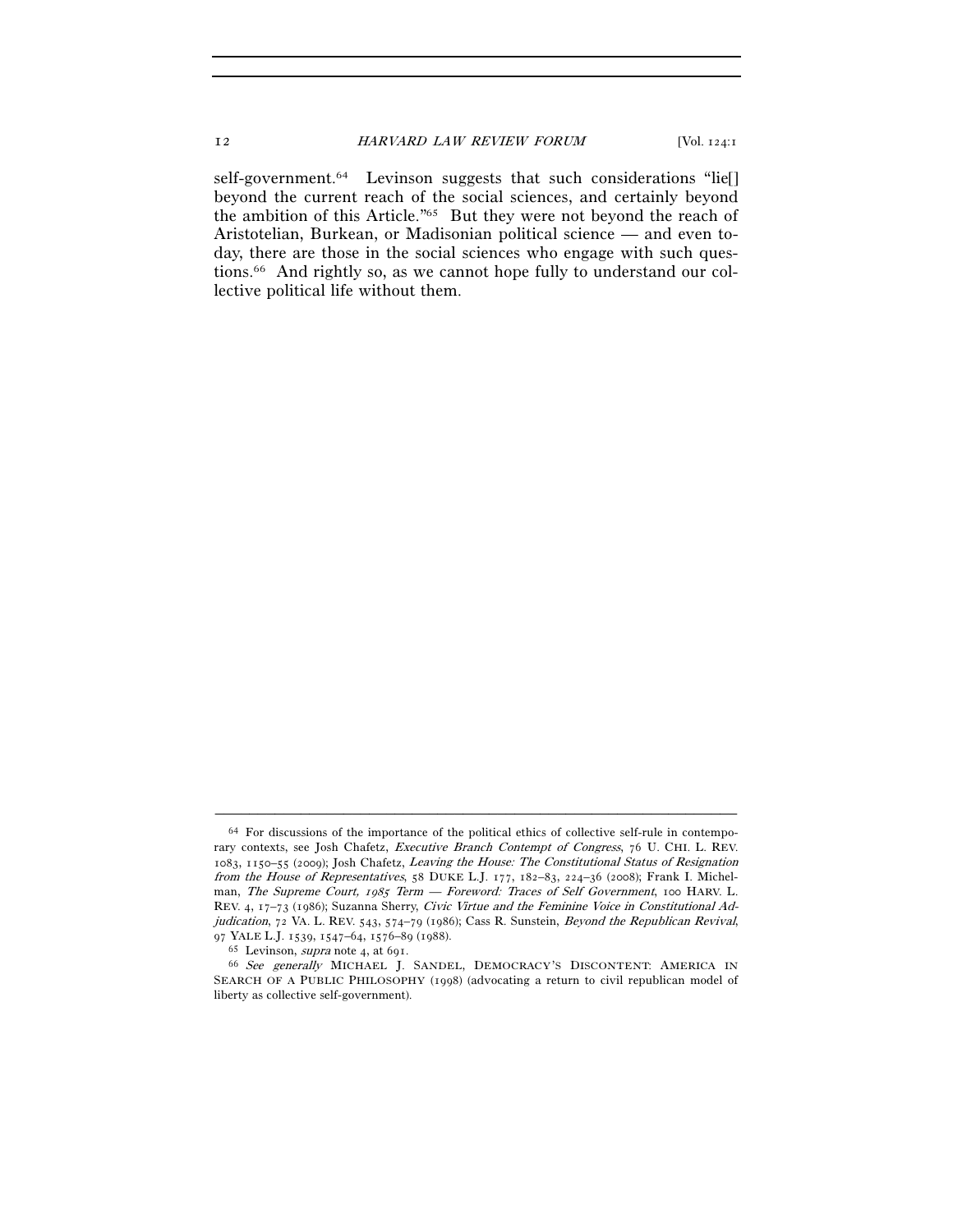self-government.[64] Levinson suggests that such considerations "lie[] beyond the current reach of the social sciences, and certainly beyond the ambition of this Article."[65] But they were not beyond the reach of Aristotelian, Burkean, or Madisonian political science — and even today, there are those in the social sciences who engage with such questions.[66] And rightly so, as we cannot hope fully to understand our collective political life without them.

---

[64] For discussions of the importance of the political ethics of collective self-rule in contemporary contexts, see Josh Chafetz, *Executive Branch Contempt of Congress*, 76 U. CHI. L. REV. 1083, 1150–55 (2009); Josh Chafetz, *Leaving the House: The Constitutional Status of Resignation from the House of Representatives*, 58 DUKE L.J. 177, 182–83, 224–36 (2008); Frank I. Michelman, *The Supreme Court, 1985 Term — Foreword: Traces of Self Government*, 100 HARV. L. REV. 4, 17–73 (1986); Suzanna Sherry, *Civic Virtue and the Feminine Voice in Constitutional Adjudication*, 72 VA. L. REV. 543, 574–79 (1986); Cass R. Sunstein, *Beyond the Republican Revival*, 97 YALE L.J. 1539, 1547–64, 1576–89 (1988).

[65] Levinson, *supra* note 4, at 691.

[66] *See generally* MICHAEL J. SANDEL, DEMOCRACY'S DISCONTENT: AMERICA IN SEARCH OF A PUBLIC PHILOSOPHY (1998) (advocating a return to civil republican model of liberty as collective self-government).